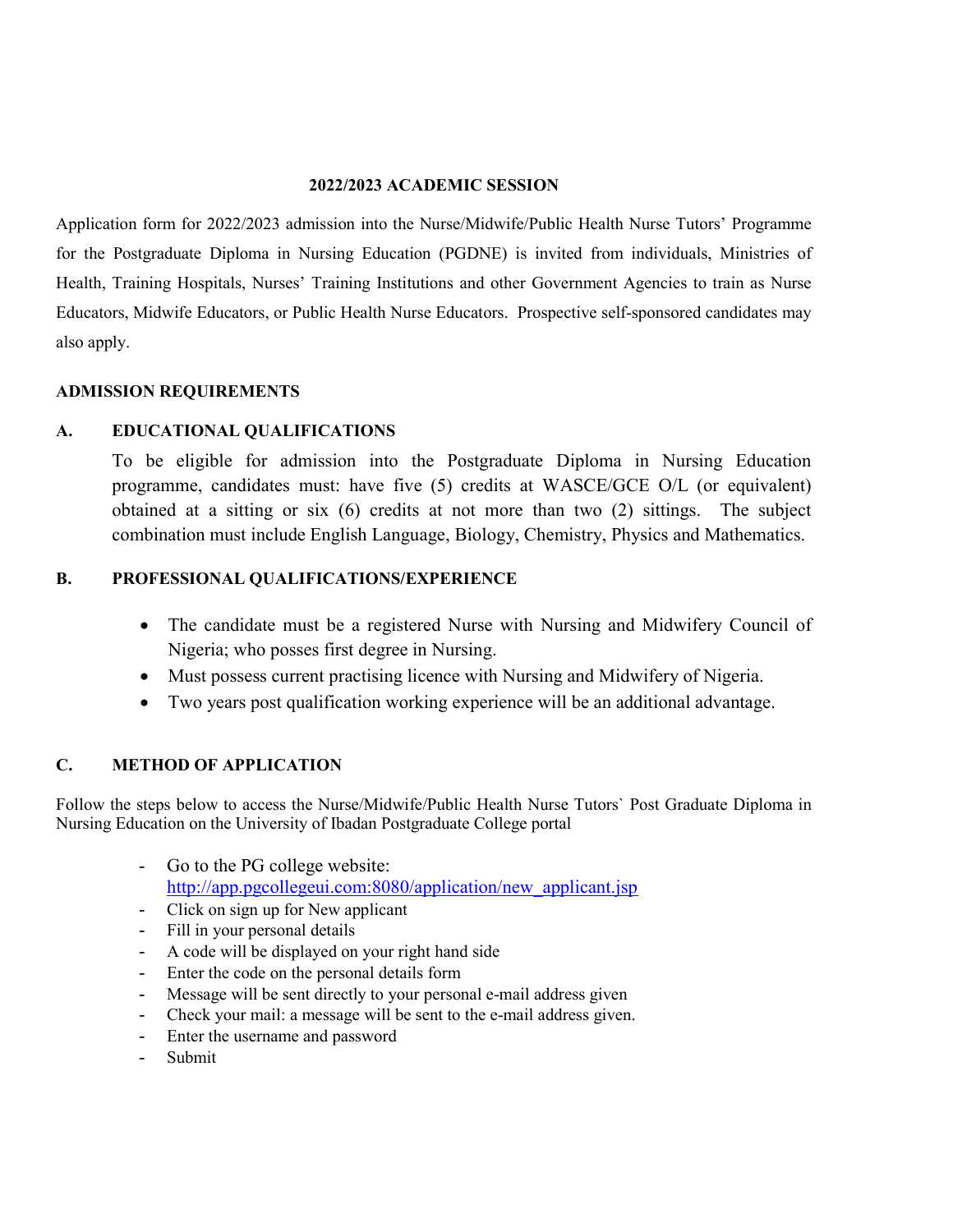## 2022/2023 ACADEMIC SESSION

Application form for 2022/2023 admission into the Nurse/Midwife/Public Health Nurse Tutors' Programme for the Postgraduate Diploma in Nursing Education (PGDNE) is invited from individuals, Ministries of Health, Training Hospitals, Nurses' Training Institutions and other Government Agencies to train as Nurse Educators, Midwife Educators, or Public Health Nurse Educators. Prospective self-sponsored candidates may also apply.

### ADMISSION REQUIREMENTS

#### A. EDUCATIONAL QUALIFICATIONS

To be eligible for admission into the Postgraduate Diploma in Nursing Education programme, candidates must: have five (5) credits at WASCE/GCE O/L (or equivalent) obtained at a sitting or six (6) credits at not more than two (2) sittings. The subject combination must include English Language, Biology, Chemistry, Physics and Mathematics.

#### B. PROFESSIONAL QUALIFICATIONS/EXPERIENCE

- The candidate must be a registered Nurse with Nursing and Midwifery Council of Nigeria; who posses first degree in Nursing.
- Must possess current practising licence with Nursing and Midwifery of Nigeria.
- Two years post qualification working experience will be an additional advantage.

#### C. METHOD OF APPLICATION

Follow the steps below to access the Nurse/Midwife/Public Health Nurse Tutors` Post Graduate Diploma in Nursing Education on the University of Ibadan Postgraduate College portal

- Go to the PG college website: http://app.pgcollegeui.com:8080/application/new_applicant.jsp
- Click on sign up for New applicant
- Fill in your personal details
- A code will be displayed on your right hand side
- Enter the code on the personal details form
- Message will be sent directly to your personal e-mail address given
- Check your mail: a message will be sent to the e-mail address given.
- Enter the username and password
- Submit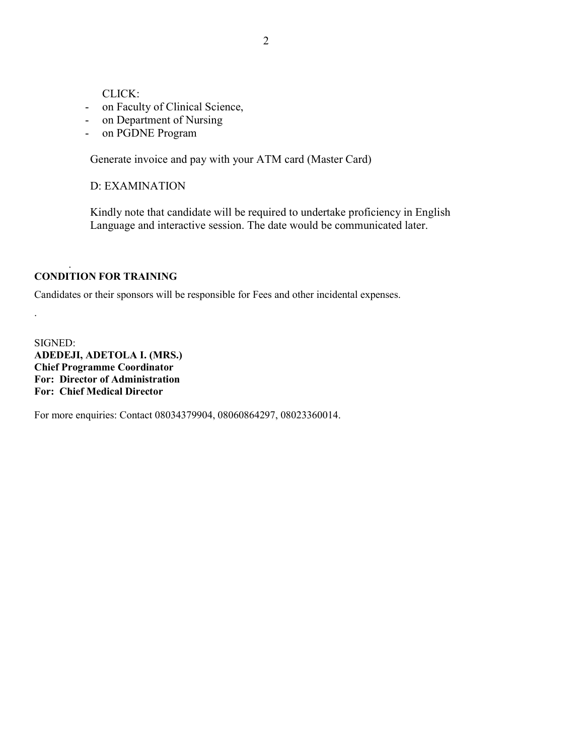CLICK:

- on Faculty of Clinical Science,
- on Department of Nursing
- on PGDNE Program

Generate invoice and pay with your ATM card (Master Card)

D: EXAMINATION

Kindly note that candidate will be required to undertake proficiency in English Language and interactive session. The date would be communicated later.

**CONDITION FOR TRAINING**

Candidates or their sponsors will be responsible for Fees and other incidental expenses.

SIGNED:
**ADEDEJI, ADETOLA I. (MRS.)**
**Chief Programme Coordinator**
**For: Director of Administration**
**For: Chief Medical Director**

For more enquiries: Contact 08034379904, 08060864297, 08023360014.